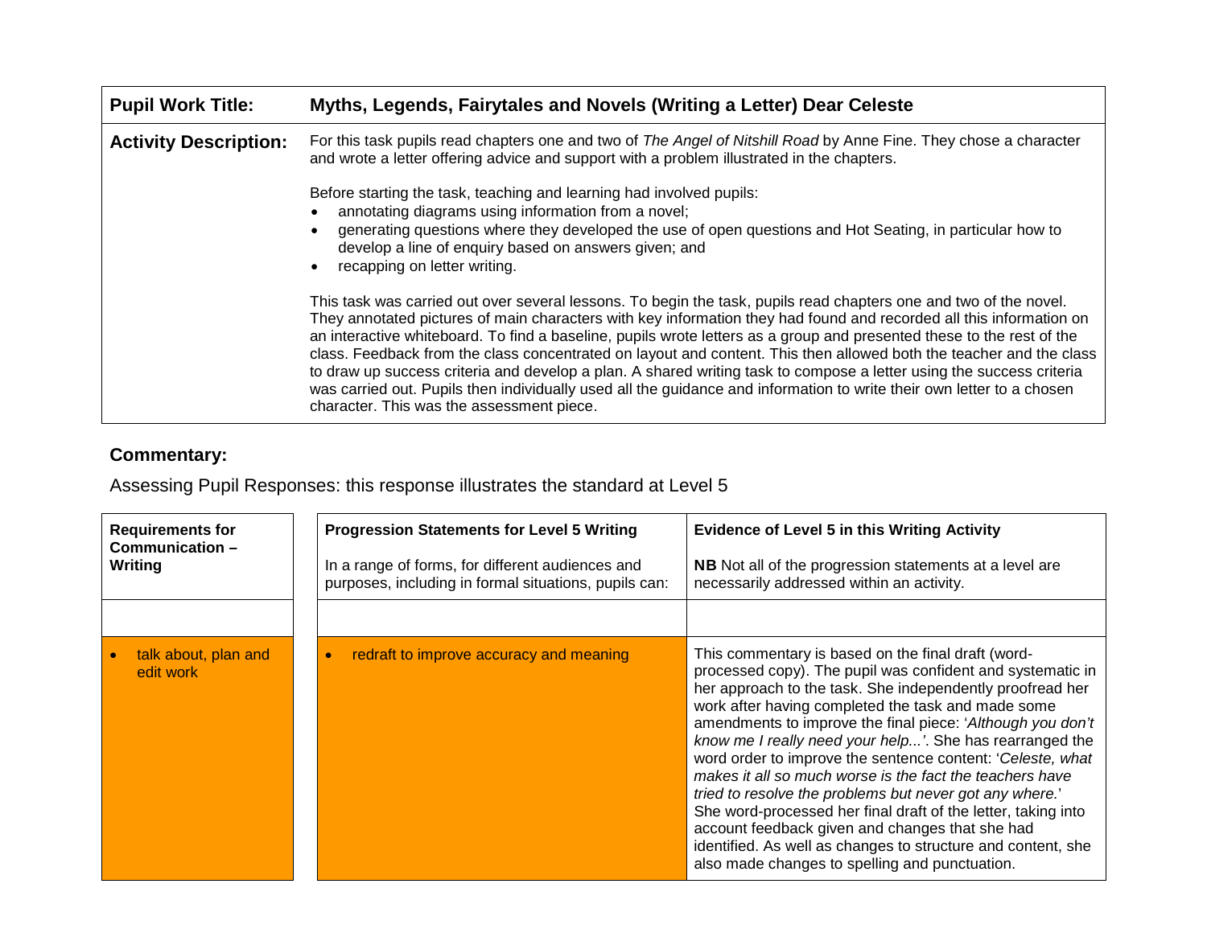| | |
|---|---|
| **Pupil Work Title:** | **Myths, Legends, Fairytales and Novels (Writing a Letter) Dear Celeste** |
| **Activity Description:** | For this task pupils read chapters one and two of *The Angel of Nitshill Road* by Anne Fine. They chose a character and wrote a letter offering advice and support with a problem illustrated in the chapters.<br><br>Before starting the task, teaching and learning had involved pupils:<br>• annotating diagrams using information from a novel;<br>• generating questions where they developed the use of open questions and Hot Seating, in particular how to develop a line of enquiry based on answers given; and<br>• recapping on letter writing.<br><br>This task was carried out over several lessons. To begin the task, pupils read chapters one and two of the novel. They annotated pictures of main characters with key information they had found and recorded all this information on an interactive whiteboard. To find a baseline, pupils wrote letters as a group and presented these to the rest of the class. Feedback from the class concentrated on layout and content. This then allowed both the teacher and the class to draw up success criteria and develop a plan. A shared writing task to compose a letter using the success criteria was carried out. Pupils then individually used all the guidance and information to write their own letter to a chosen character. This was the assessment piece. |

## Commentary:

Assessing Pupil Responses: this response illustrates the standard at Level 5

| **Requirements for Communication – Writing** | **Progression Statements for Level 5 Writing**<br><br>In a range of forms, for different audiences and purposes, including in formal situations, pupils can: | **Evidence of Level 5 in this Writing Activity**<br><br>**NB** Not all of the progression statements at a level are necessarily addressed within an activity. |
|---|---|---|
| | | |
| • talk about, plan and edit work | • redraft to improve accuracy and meaning | This commentary is based on the final draft (word-processed copy). The pupil was confident and systematic in her approach to the task. She independently proofread her work after having completed the task and made some amendments to improve the final piece: '*Although you don't know me I really need your help...*'. She has rearranged the word order to improve the sentence content: '*Celeste, what makes it all so much worse is the fact the teachers have tried to resolve the problems but never got any where.*' She word-processed her final draft of the letter, taking into account feedback given and changes that she had identified. As well as changes to structure and content, she also made changes to spelling and punctuation. |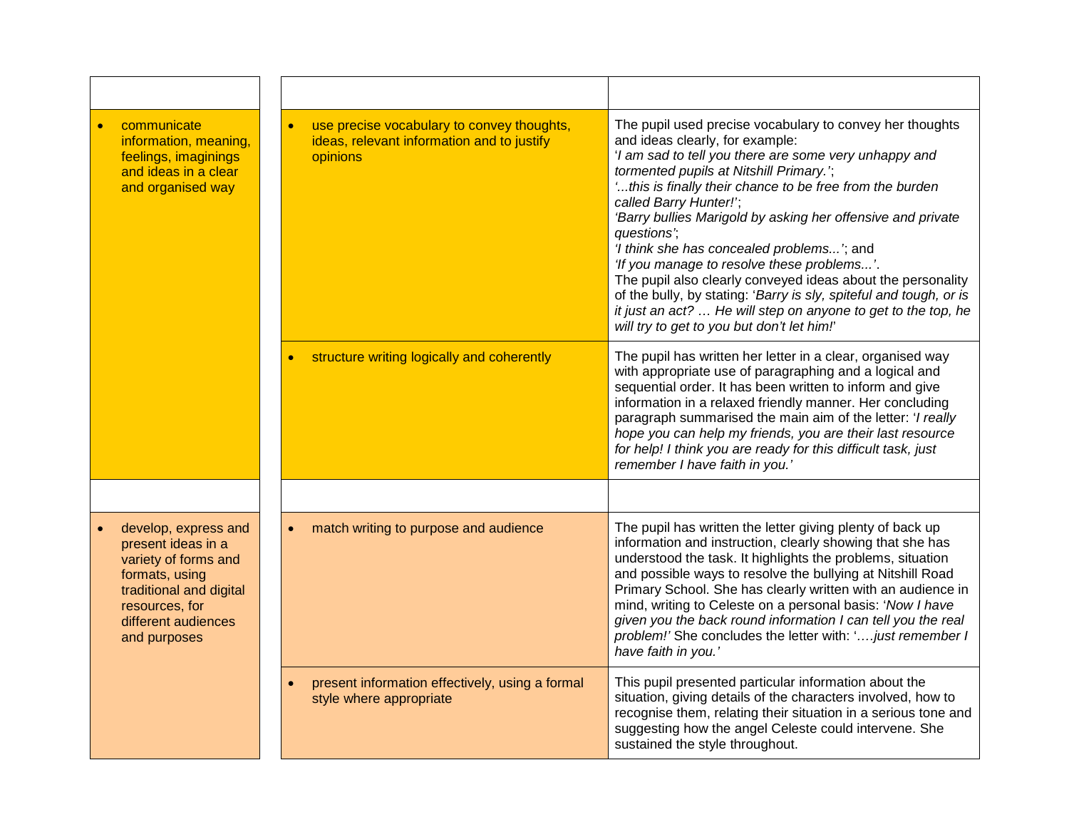| | | |
|---|---|---|
| | | |
| • communicate information, meaning, feelings, imaginings and ideas in a clear and organised way | • use precise vocabulary to convey thoughts, ideas, relevant information and to justify opinions | The pupil used precise vocabulary to convey her thoughts and ideas clearly, for example:<br>'*I am sad to tell you there are some very unhappy and tormented pupils at Nitshill Primary.*';<br>'*...this is finally their chance to be free from the burden called Barry Hunter!*';<br>*'Barry bullies Marigold by asking her offensive and private questions'*;<br>*'I think she has concealed problems...'*; and<br>*'If you manage to resolve these problems...'*.<br>The pupil also clearly conveyed ideas about the personality of the bully, by stating: '*Barry is sly, spiteful and tough, or is it just an act? … He will step on anyone to get to the top, he will try to get to you but don't let him!*' |
| | • structure writing logically and coherently | The pupil has written her letter in a clear, organised way with appropriate use of paragraphing and a logical and sequential order. It has been written to inform and give information in a relaxed friendly manner. Her concluding paragraph summarised the main aim of the letter: '*I really hope you can help my friends, you are their last resource for help! I think you are ready for this difficult task, just remember I have faith in you.'* |
| | | |
| • develop, express and present ideas in a variety of forms and formats, using traditional and digital resources, for different audiences and purposes | • match writing to purpose and audience | The pupil has written the letter giving plenty of back up information and instruction, clearly showing that she has understood the task. It highlights the problems, situation and possible ways to resolve the bullying at Nitshill Road Primary School. She has clearly written with an audience in mind, writing to Celeste on a personal basis: '*Now I have given you the back round information I can tell you the real problem!'* She concludes the letter with: '*….just remember I have faith in you.'* |
| | • present information effectively, using a formal style where appropriate | This pupil presented particular information about the situation, giving details of the characters involved, how to recognise them, relating their situation in a serious tone and suggesting how the angel Celeste could intervene. She sustained the style throughout. |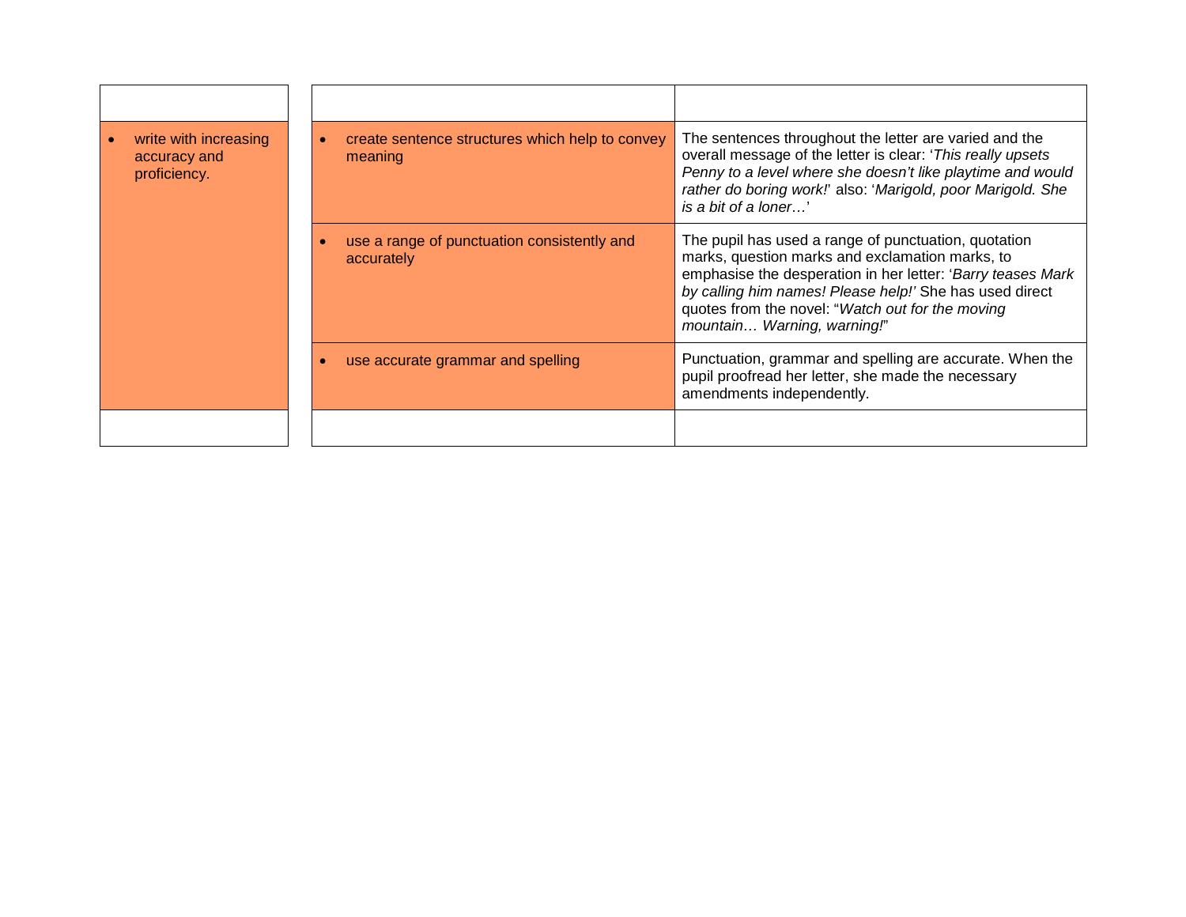| | | |
|---|---|---|
| • write with increasing accuracy and proficiency. | • create sentence structures which help to convey meaning | The sentences throughout the letter are varied and the overall message of the letter is clear: '*This really upsets Penny to a level where she doesn't like playtime and would rather do boring work!*' also: '*Marigold, poor Marigold. She is a bit of a loner…*' |
| | • use a range of punctuation consistently and accurately | The pupil has used a range of punctuation, quotation marks, question marks and exclamation marks, to emphasise the desperation in her letter: '*Barry teases Mark by calling him names! Please help!'* She has used direct quotes from the novel: "*Watch out for the moving mountain… Warning, warning!*" |
| | • use accurate grammar and spelling | Punctuation, grammar and spelling are accurate. When the pupil proofread her letter, she made the necessary amendments independently. |
| | | |